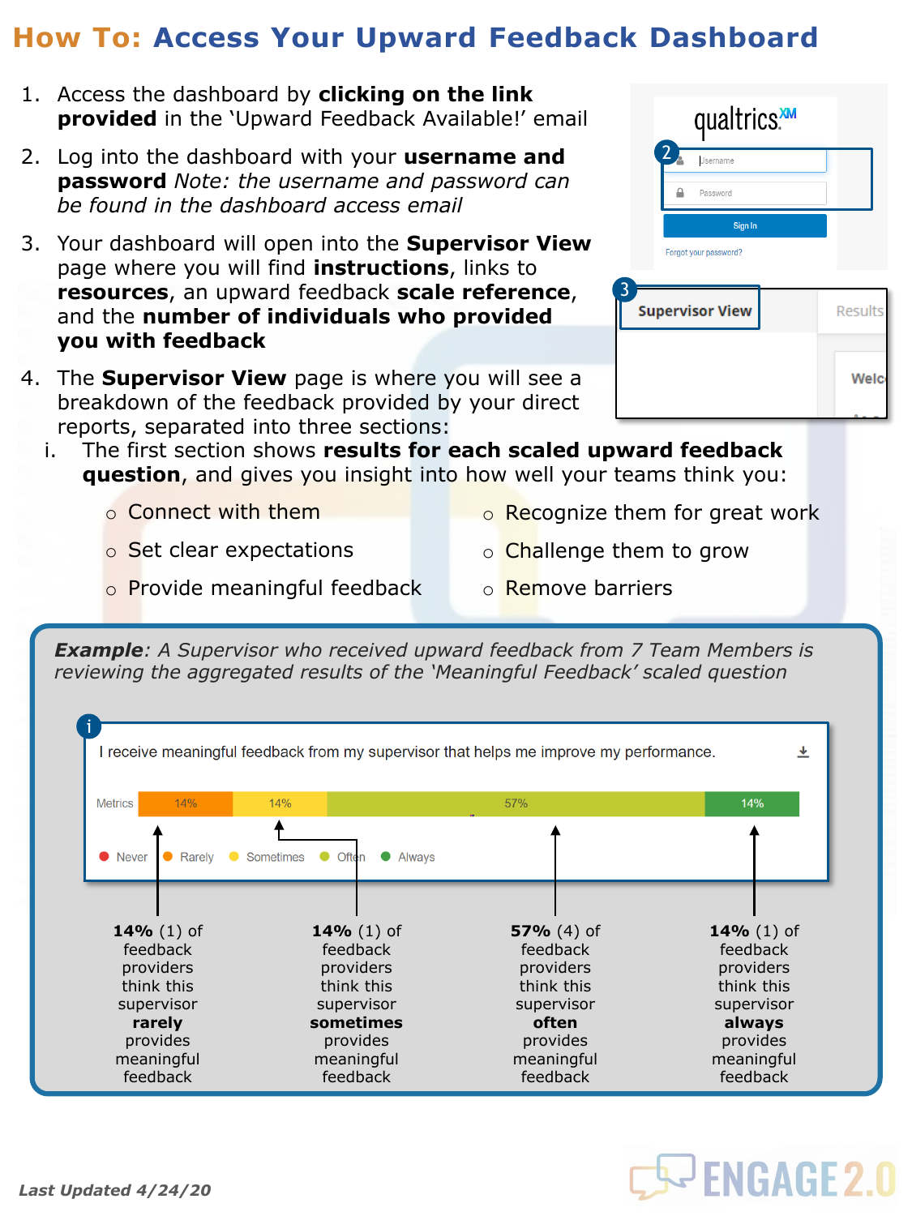# How To: Access Your Upward Feedback Dashboard

1. Access the dashboard by **clicking on the link provided** in the 'Upward Feedback Available!' email
2. Log into the dashboard with your **username and password** *Note: the username and password can be found in the dashboard access email*
3. Your dashboard will open into the **Supervisor View** page where you will find **instructions**, links to **resources**, an upward feedback **scale reference**, and the **number of individuals who provided you with feedback**
4. The **Supervisor View** page is where you will see a breakdown of the feedback provided by your direct reports, separated into three sections:

   i. The first section shows **results for each scaled upward feedback question**, and gives you insight into how well your teams think you:

   - Connect with them
   - Set clear expectations
   - Provide meaningful feedback
   - Recognize them for great work
   - Challenge them to grow
   - Remove barriers

***Example****: A Supervisor who received upward feedback from 7 Team Members is reviewing the aggregated results of the 'Meaningful Feedback' scaled question*

I receive meaningful feedback from my supervisor that helps me improve my performance.

| Metrics | 14% | 14% | 57% | 14% |
|---|---|---|---|---|

Never · Rarely · Sometimes · Often · Always

- **14%** (1) of feedback providers think this supervisor **rarely** provides meaningful feedback
- **14%** (1) of feedback providers think this supervisor **sometimes** provides meaningful feedback
- **57%** (4) of feedback providers think this supervisor **often** provides meaningful feedback
- **14%** (1) of feedback providers think this supervisor **always** provides meaningful feedback

***Last Updated 4/24/20***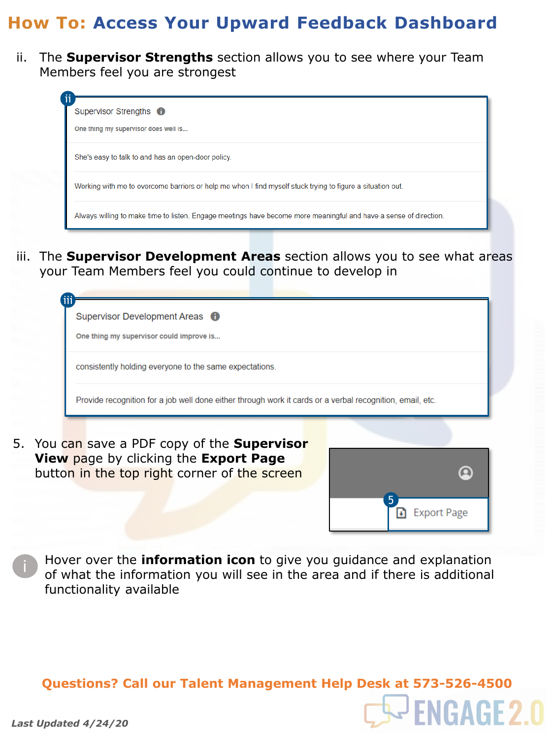# How To: Access Your Upward Feedback Dashboard

ii. The **Supervisor Strengths** section allows you to see where your Team Members feel you are strongest

Supervisor Strengths

One thing my supervisor does well is...

She's easy to talk to and has an open-door policy.

Working with me to overcome barriers or help me when I find myself stuck trying to figure a situation out.

Always willing to make time to listen. Engage meetings have become more meaningful and have a sense of direction.

iii. The **Supervisor Development Areas** section allows you to see what areas your Team Members feel you could continue to develop in

Supervisor Development Areas

One thing my supervisor could improve is...

consistently holding everyone to the same expectations.

Provide recognition for a job well done either through work it cards or a verbal recognition, email, etc.

5. You can save a PDF copy of the **Supervisor View** page by clicking the **Export Page** button in the top right corner of the screen

Export Page

Hover over the **information icon** to give you guidance and explanation of what the information you will see in the area and if there is additional functionality available

**Questions? Call our Talent Management Help Desk at 573-526-4500**

*Last Updated 4/24/20*

ENGAGE 2.0